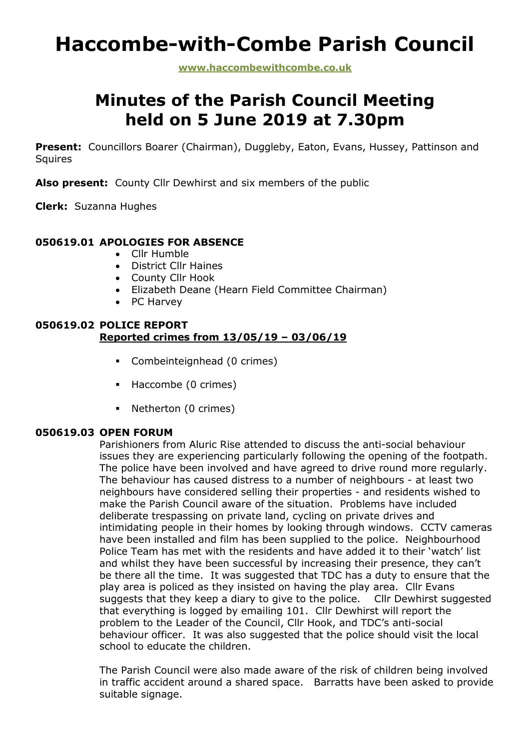# Haccombe-with-Combe Parish Council

**www.haccombewithcombe.co.uk**

## Minutes of the Parish Council Meeting held on 5 June 2019 at 7.30pm

**Present:** Councillors Boarer (Chairman), Duggleby, Eaton, Evans, Hussey, Pattinson and Squires

**Also present:** County Cllr Dewhirst and six members of the public

**Clerk:** Suzanna Hughes

### 050619.01 APOLOGIES FOR ABSENCE

- Cllr Humble
- District Cllr Haines
- County Cllr Hook
- Elizabeth Deane (Hearn Field Committee Chairman)
- PC Harvey

### 050619.02 POLICE REPORT

**Reported crimes from 13/05/19 – 03/06/19**

- Combeinteignhead (0 crimes)
- Haccombe (0 crimes)
- Netherton (0 crimes)

### 050619.03 OPEN FORUM

Parishioners from Aluric Rise attended to discuss the anti-social behaviour issues they are experiencing particularly following the opening of the footpath. The police have been involved and have agreed to drive round more regularly. The behaviour has caused distress to a number of neighbours - at least two neighbours have considered selling their properties - and residents wished to make the Parish Council aware of the situation. Problems have included deliberate trespassing on private land, cycling on private drives and intimidating people in their homes by looking through windows. CCTV cameras have been installed and film has been supplied to the police. Neighbourhood Police Team has met with the residents and have added it to their 'watch' list and whilst they have been successful by increasing their presence, they can't be there all the time. It was suggested that TDC has a duty to ensure that the play area is policed as they insisted on having the play area. Cllr Evans suggests that they keep a diary to give to the police. Cllr Dewhirst suggested that everything is logged by emailing 101. Cllr Dewhirst will report the problem to the Leader of the Council, Cllr Hook, and TDC's anti-social behaviour officer. It was also suggested that the police should visit the local school to educate the children.

The Parish Council were also made aware of the risk of children being involved in traffic accident around a shared space. Barratts have been asked to provide suitable signage.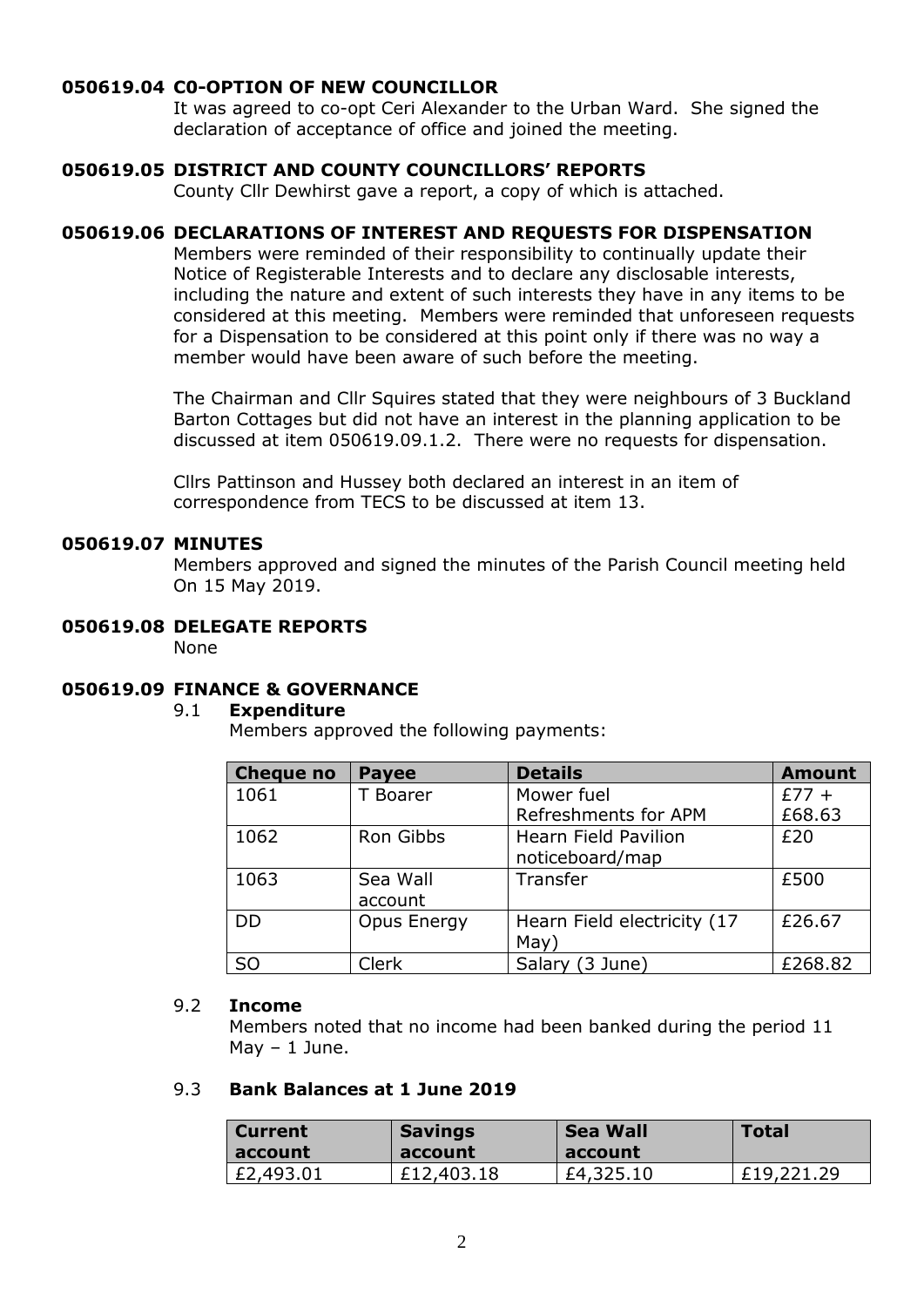**050619.04 C0-OPTION OF NEW COUNCILLOR**

It was agreed to co-opt Ceri Alexander to the Urban Ward. She signed the declaration of acceptance of office and joined the meeting.

**050619.05 DISTRICT AND COUNTY COUNCILLORS' REPORTS**

County Cllr Dewhirst gave a report, a copy of which is attached.

**050619.06 DECLARATIONS OF INTEREST AND REQUESTS FOR DISPENSATION**

Members were reminded of their responsibility to continually update their Notice of Registerable Interests and to declare any disclosable interests, including the nature and extent of such interests they have in any items to be considered at this meeting. Members were reminded that unforeseen requests for a Dispensation to be considered at this point only if there was no way a member would have been aware of such before the meeting.

The Chairman and Cllr Squires stated that they were neighbours of 3 Buckland Barton Cottages but did not have an interest in the planning application to be discussed at item 050619.09.1.2. There were no requests for dispensation.

Cllrs Pattinson and Hussey both declared an interest in an item of correspondence from TECS to be discussed at item 13.

**050619.07 MINUTES**

Members approved and signed the minutes of the Parish Council meeting held On 15 May 2019.

**050619.08 DELEGATE REPORTS**

None

**050619.09 FINANCE & GOVERNANCE**

9.1 **Expenditure**

Members approved the following payments:

| Cheque no | Payee | Details | Amount |
|---|---|---|---|
| 1061 | T Boarer | Mower fuel<br>Refreshments for APM | £77 +<br>£68.63 |
| 1062 | Ron Gibbs | Hearn Field Pavilion noticeboard/map | £20 |
| 1063 | Sea Wall account | Transfer | £500 |
| DD | Opus Energy | Hearn Field electricity (17 May) | £26.67 |
| SO | Clerk | Salary (3 June) | £268.82 |

9.2 **Income**

Members noted that no income had been banked during the period 11 May – 1 June.

9.3 **Bank Balances at 1 June 2019**

| Current account | Savings account | Sea Wall account | Total |
|---|---|---|---|
| £2,493.01 | £12,403.18 | £4,325.10 | £19,221.29 |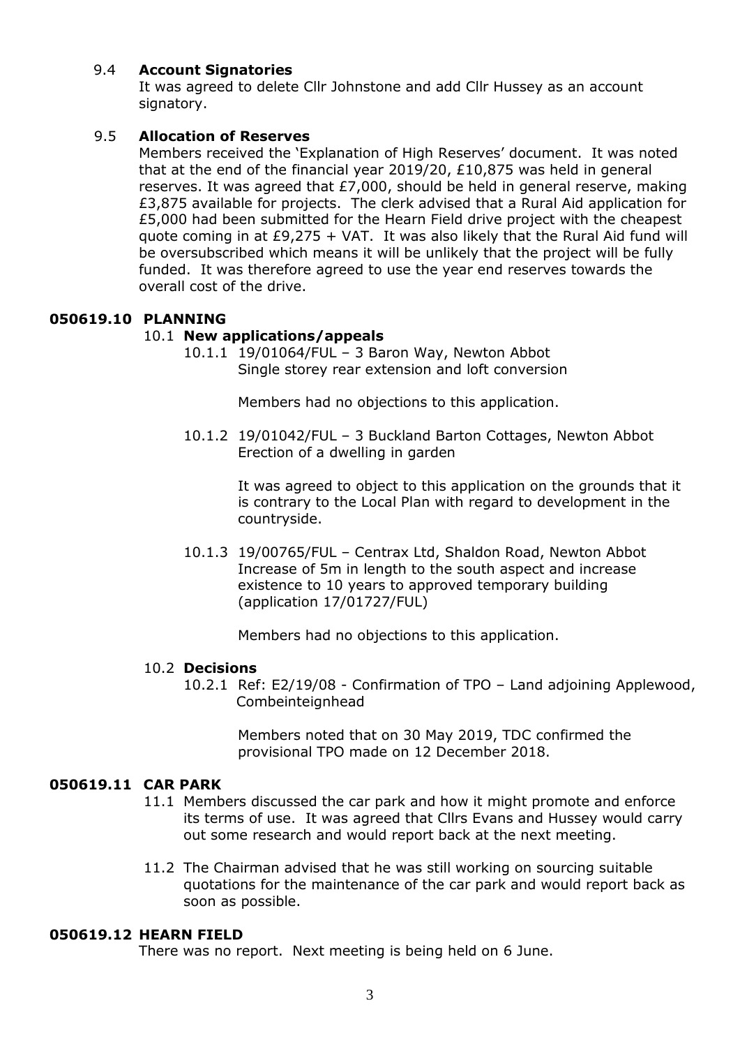9.4 **Account Signatories**

It was agreed to delete Cllr Johnstone and add Cllr Hussey as an account signatory.

9.5 **Allocation of Reserves**

Members received the 'Explanation of High Reserves' document. It was noted that at the end of the financial year 2019/20, £10,875 was held in general reserves. It was agreed that £7,000, should be held in general reserve, making £3,875 available for projects. The clerk advised that a Rural Aid application for £5,000 had been submitted for the Hearn Field drive project with the cheapest quote coming in at £9,275 + VAT. It was also likely that the Rural Aid fund will be oversubscribed which means it will be unlikely that the project will be fully funded. It was therefore agreed to use the year end reserves towards the overall cost of the drive.

## 050619.10 PLANNING

10.1 **New applications/appeals**

10.1.1 19/01064/FUL – 3 Baron Way, Newton Abbot
Single storey rear extension and loft conversion

Members had no objections to this application.

10.1.2 19/01042/FUL – 3 Buckland Barton Cottages, Newton Abbot
Erection of a dwelling in garden

It was agreed to object to this application on the grounds that it is contrary to the Local Plan with regard to development in the countryside.

10.1.3 19/00765/FUL – Centrax Ltd, Shaldon Road, Newton Abbot
Increase of 5m in length to the south aspect and increase existence to 10 years to approved temporary building (application 17/01727/FUL)

Members had no objections to this application.

10.2 **Decisions**

10.2.1 Ref: E2/19/08 - Confirmation of TPO – Land adjoining Applewood, Combeinteignhead

Members noted that on 30 May 2019, TDC confirmed the provisional TPO made on 12 December 2018.

## 050619.11 CAR PARK

11.1 Members discussed the car park and how it might promote and enforce its terms of use. It was agreed that Cllrs Evans and Hussey would carry out some research and would report back at the next meeting.

11.2 The Chairman advised that he was still working on sourcing suitable quotations for the maintenance of the car park and would report back as soon as possible.

## 050619.12 HEARN FIELD

There was no report. Next meeting is being held on 6 June.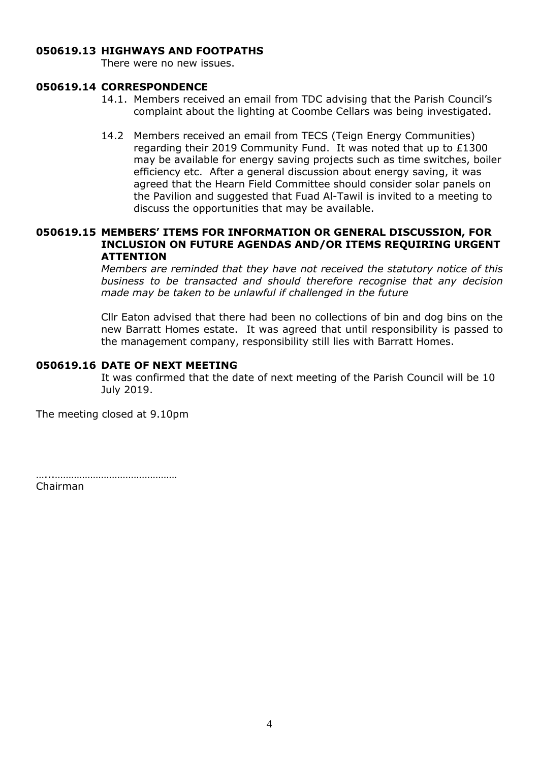## 050619.13 HIGHWAYS AND FOOTPATHS

There were no new issues.

## 050619.14 CORRESPONDENCE

14.1. Members received an email from TDC advising that the Parish Council's complaint about the lighting at Coombe Cellars was being investigated.

14.2 Members received an email from TECS (Teign Energy Communities) regarding their 2019 Community Fund. It was noted that up to £1300 may be available for energy saving projects such as time switches, boiler efficiency etc. After a general discussion about energy saving, it was agreed that the Hearn Field Committee should consider solar panels on the Pavilion and suggested that Fuad Al-Tawil is invited to a meeting to discuss the opportunities that may be available.

## 050619.15 MEMBERS' ITEMS FOR INFORMATION OR GENERAL DISCUSSION, FOR INCLUSION ON FUTURE AGENDAS AND/OR ITEMS REQUIRING URGENT ATTENTION

*Members are reminded that they have not received the statutory notice of this business to be transacted and should therefore recognise that any decision made may be taken to be unlawful if challenged in the future*

Cllr Eaton advised that there had been no collections of bin and dog bins on the new Barratt Homes estate. It was agreed that until responsibility is passed to the management company, responsibility still lies with Barratt Homes.

## 050619.16 DATE OF NEXT MEETING

It was confirmed that the date of next meeting of the Parish Council will be 10 July 2019.

The meeting closed at 9.10pm

…..………………………………………

Chairman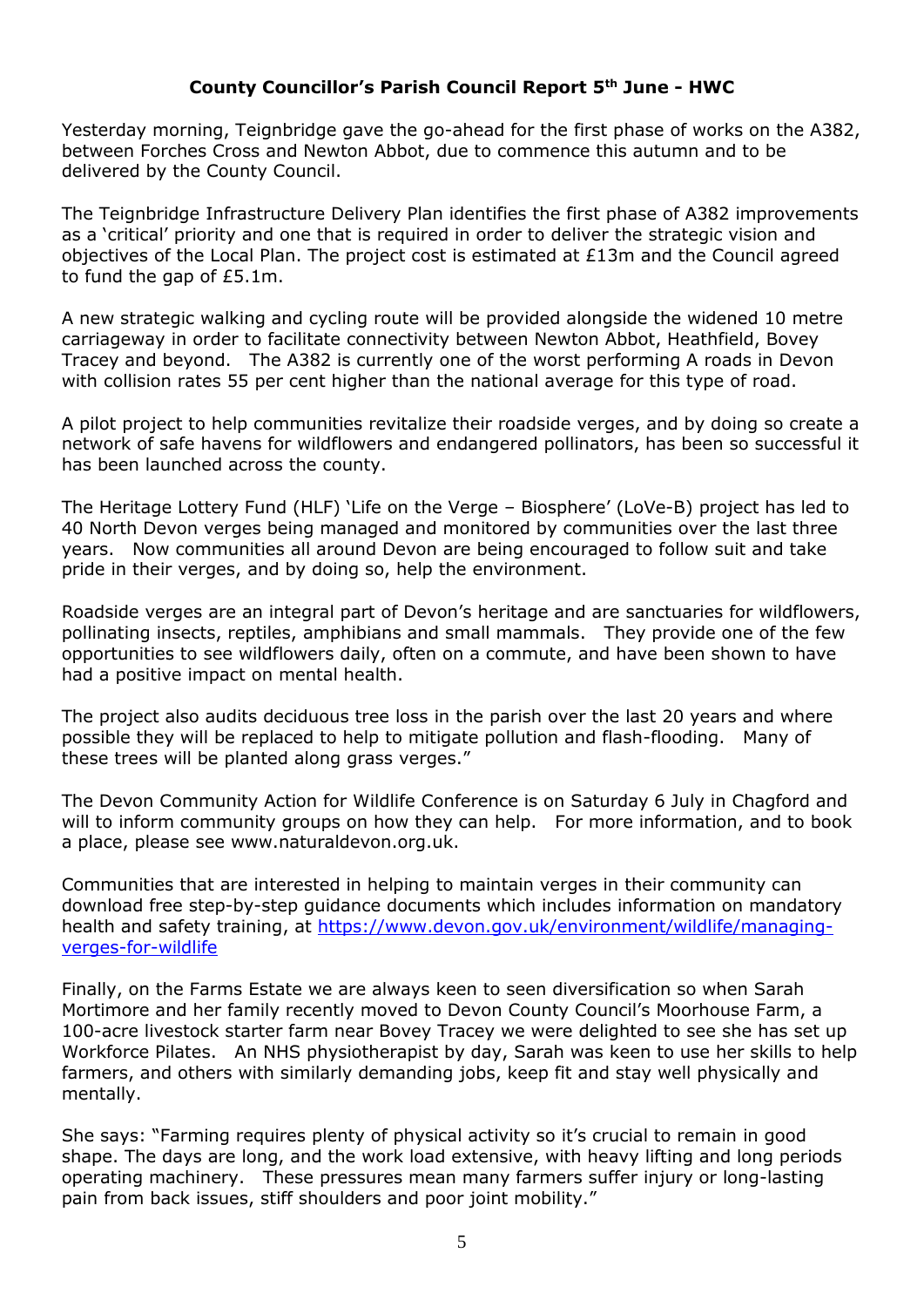## County Councillor's Parish Council Report 5th June - HWC

Yesterday morning, Teignbridge gave the go-ahead for the first phase of works on the A382, between Forches Cross and Newton Abbot, due to commence this autumn and to be delivered by the County Council.

The Teignbridge Infrastructure Delivery Plan identifies the first phase of A382 improvements as a 'critical' priority and one that is required in order to deliver the strategic vision and objectives of the Local Plan. The project cost is estimated at £13m and the Council agreed to fund the gap of £5.1m.

A new strategic walking and cycling route will be provided alongside the widened 10 metre carriageway in order to facilitate connectivity between Newton Abbot, Heathfield, Bovey Tracey and beyond. The A382 is currently one of the worst performing A roads in Devon with collision rates 55 per cent higher than the national average for this type of road.

A pilot project to help communities revitalize their roadside verges, and by doing so create a network of safe havens for wildflowers and endangered pollinators, has been so successful it has been launched across the county.

The Heritage Lottery Fund (HLF) 'Life on the Verge – Biosphere' (LoVe-B) project has led to 40 North Devon verges being managed and monitored by communities over the last three years. Now communities all around Devon are being encouraged to follow suit and take pride in their verges, and by doing so, help the environment.

Roadside verges are an integral part of Devon's heritage and are sanctuaries for wildflowers, pollinating insects, reptiles, amphibians and small mammals. They provide one of the few opportunities to see wildflowers daily, often on a commute, and have been shown to have had a positive impact on mental health.

The project also audits deciduous tree loss in the parish over the last 20 years and where possible they will be replaced to help to mitigate pollution and flash-flooding. Many of these trees will be planted along grass verges."

The Devon Community Action for Wildlife Conference is on Saturday 6 July in Chagford and will to inform community groups on how they can help. For more information, and to book a place, please see www.naturaldevon.org.uk.

Communities that are interested in helping to maintain verges in their community can download free step-by-step guidance documents which includes information on mandatory health and safety training, at [https://www.devon.gov.uk/environment/wildlife/managing-verges-for-wildlife](https://www.devon.gov.uk/environment/wildlife/managing-verges-for-wildlife)

Finally, on the Farms Estate we are always keen to seen diversification so when Sarah Mortimore and her family recently moved to Devon County Council's Moorhouse Farm, a 100-acre livestock starter farm near Bovey Tracey we were delighted to see she has set up Workforce Pilates. An NHS physiotherapist by day, Sarah was keen to use her skills to help farmers, and others with similarly demanding jobs, keep fit and stay well physically and mentally.

She says: "Farming requires plenty of physical activity so it's crucial to remain in good shape. The days are long, and the work load extensive, with heavy lifting and long periods operating machinery. These pressures mean many farmers suffer injury or long-lasting pain from back issues, stiff shoulders and poor joint mobility."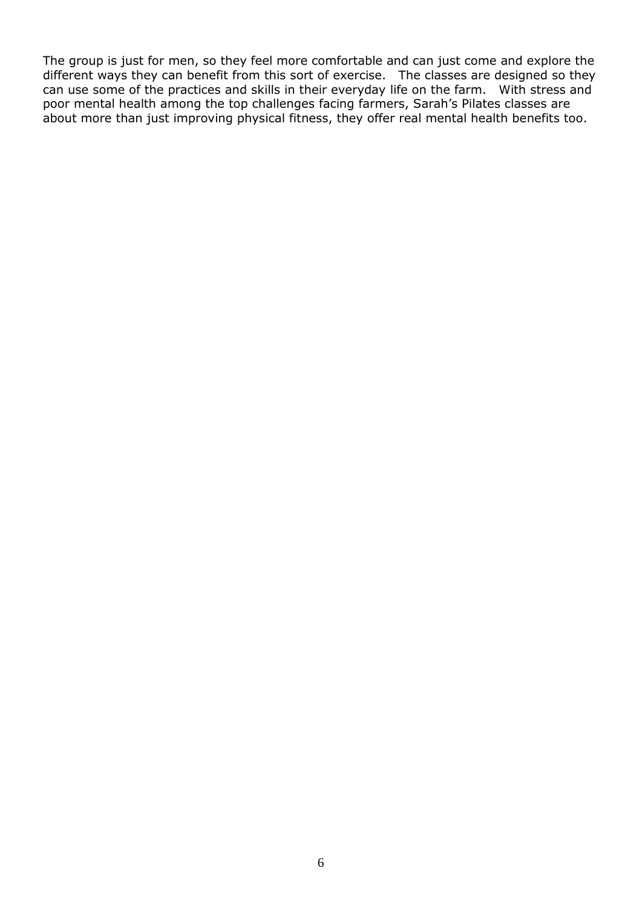The group is just for men, so they feel more comfortable and can just come and explore the different ways they can benefit from this sort of exercise. The classes are designed so they can use some of the practices and skills in their everyday life on the farm. With stress and poor mental health among the top challenges facing farmers, Sarah's Pilates classes are about more than just improving physical fitness, they offer real mental health benefits too.